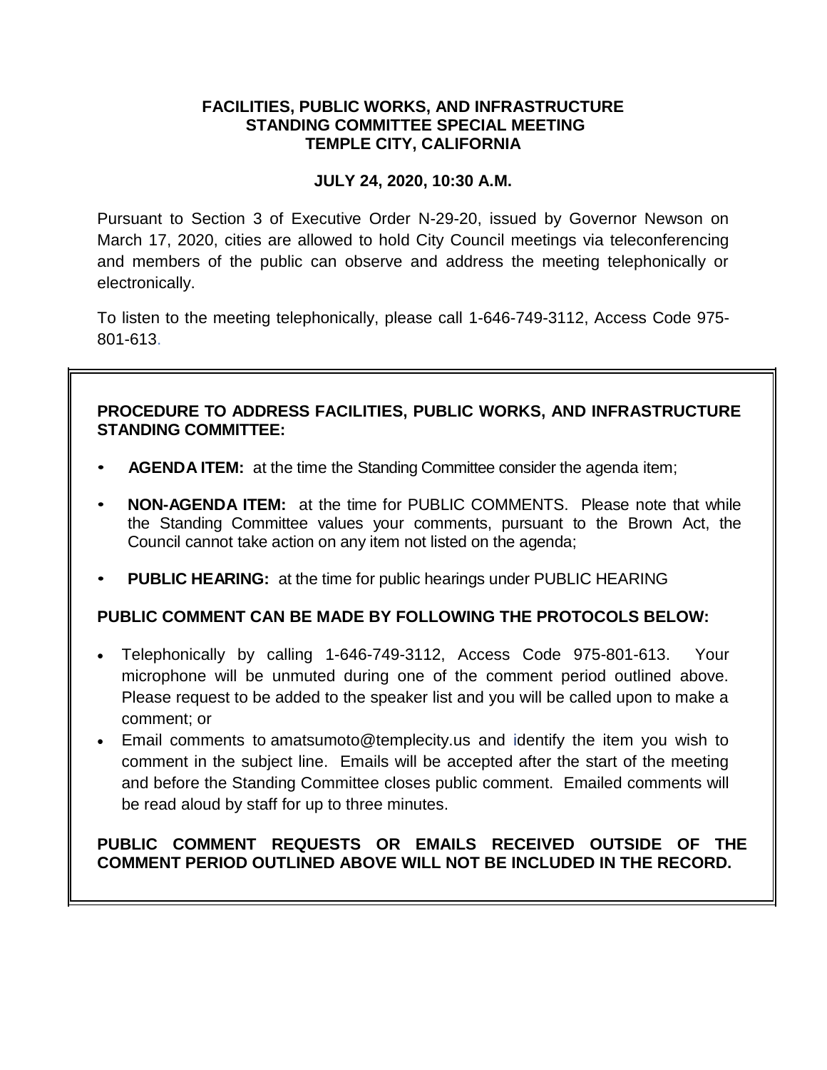**FACILITIES, PUBLIC WORKS, AND INFRASTRUCTURE**
**STANDING COMMITTEE SPECIAL MEETING**
**TEMPLE CITY, CALIFORNIA**

**JULY 24, 2020, 10:30 A.M.**

Pursuant to Section 3 of Executive Order N-29-20, issued by Governor Newson on March 17, 2020, cities are allowed to hold City Council meetings via teleconferencing and members of the public can observe and address the meeting telephonically or electronically.

To listen to the meeting telephonically, please call 1-646-749-3112, Access Code 975-801-613.

**PROCEDURE TO ADDRESS FACILITIES, PUBLIC WORKS, AND INFRASTRUCTURE STANDING COMMITTEE:**

- **AGENDA ITEM:** at the time the Standing Committee consider the agenda item;
- **NON-AGENDA ITEM:** at the time for PUBLIC COMMENTS. Please note that while the Standing Committee values your comments, pursuant to the Brown Act, the Council cannot take action on any item not listed on the agenda;
- **PUBLIC HEARING:** at the time for public hearings under PUBLIC HEARING

**PUBLIC COMMENT CAN BE MADE BY FOLLOWING THE PROTOCOLS BELOW:**

- Telephonically by calling 1-646-749-3112, Access Code 975-801-613. Your microphone will be unmuted during one of the comment period outlined above. Please request to be added to the speaker list and you will be called upon to make a comment; or
- Email comments to amatsumoto@templecity.us and identify the item you wish to comment in the subject line. Emails will be accepted after the start of the meeting and before the Standing Committee closes public comment. Emailed comments will be read aloud by staff for up to three minutes.

**PUBLIC COMMENT REQUESTS OR EMAILS RECEIVED OUTSIDE OF THE COMMENT PERIOD OUTLINED ABOVE WILL NOT BE INCLUDED IN THE RECORD.**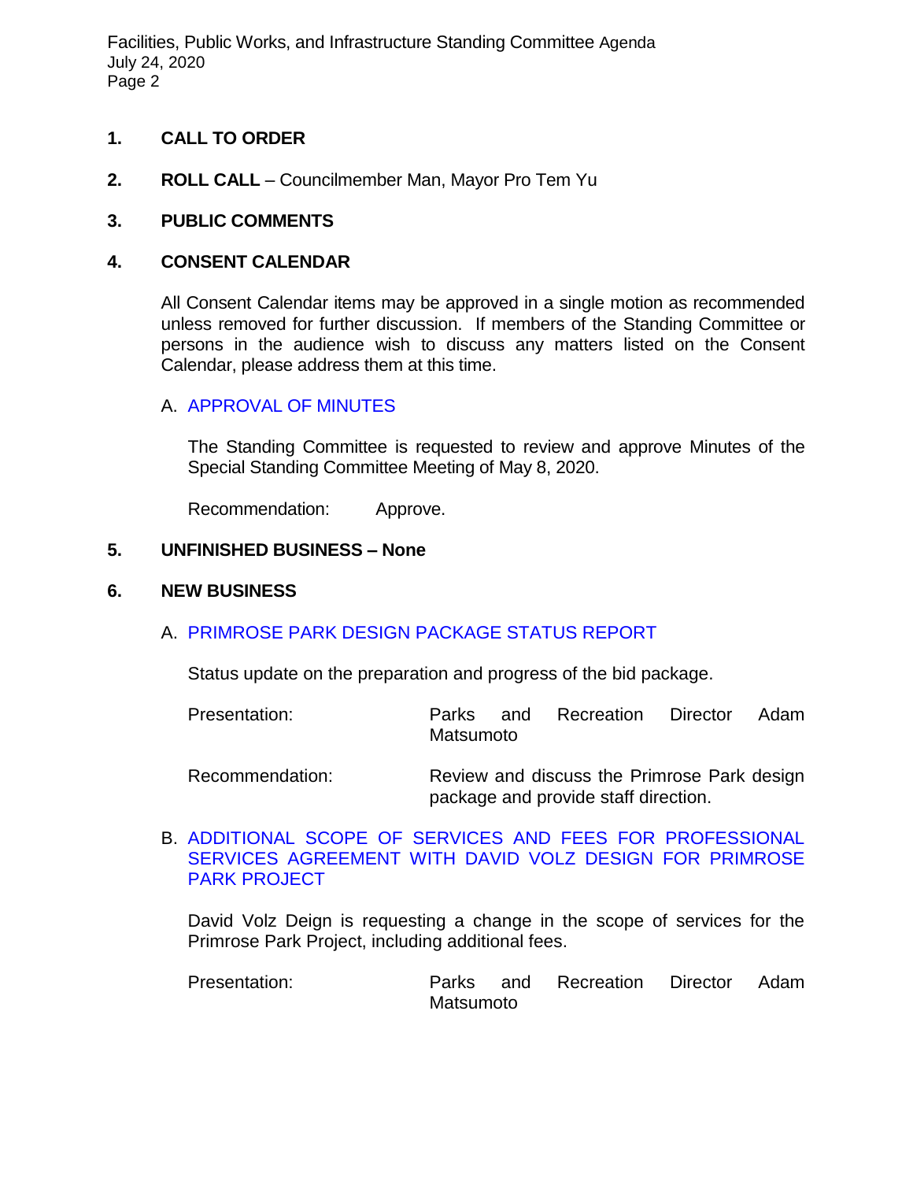**1. CALL TO ORDER**

**2. ROLL CALL** – Councilmember Man, Mayor Pro Tem Yu

**3. PUBLIC COMMENTS**

**4. CONSENT CALENDAR**

All Consent Calendar items may be approved in a single motion as recommended unless removed for further discussion. If members of the Standing Committee or persons in the audience wish to discuss any matters listed on the Consent Calendar, please address them at this time.

A. APPROVAL OF MINUTES

The Standing Committee is requested to review and approve Minutes of the Special Standing Committee Meeting of May 8, 2020.

Recommendation: Approve.

**5. UNFINISHED BUSINESS – None**

**6. NEW BUSINESS**

A. PRIMROSE PARK DESIGN PACKAGE STATUS REPORT

Status update on the preparation and progress of the bid package.

Presentation: Parks and Recreation Director Adam Matsumoto

Recommendation: Review and discuss the Primrose Park design package and provide staff direction.

B. ADDITIONAL SCOPE OF SERVICES AND FEES FOR PROFESSIONAL SERVICES AGREEMENT WITH DAVID VOLZ DESIGN FOR PRIMROSE PARK PROJECT

David Volz Deign is requesting a change in the scope of services for the Primrose Park Project, including additional fees.

Presentation: Parks and Recreation Director Adam Matsumoto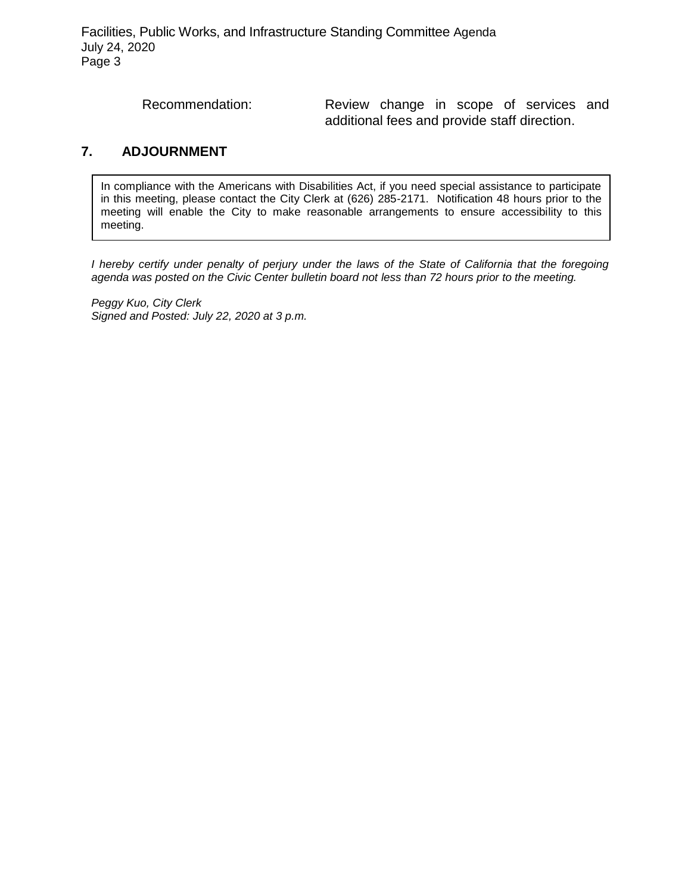Recommendation: Review change in scope of services and additional fees and provide staff direction.

## 7. ADJOURNMENT

In compliance with the Americans with Disabilities Act, if you need special assistance to participate in this meeting, please contact the City Clerk at (626) 285-2171. Notification 48 hours prior to the meeting will enable the City to make reasonable arrangements to ensure accessibility to this meeting.

*I hereby certify under penalty of perjury under the laws of the State of California that the foregoing agenda was posted on the Civic Center bulletin board not less than 72 hours prior to the meeting.*

*Peggy Kuo, City Clerk*
*Signed and Posted: July 22, 2020 at 3 p.m.*